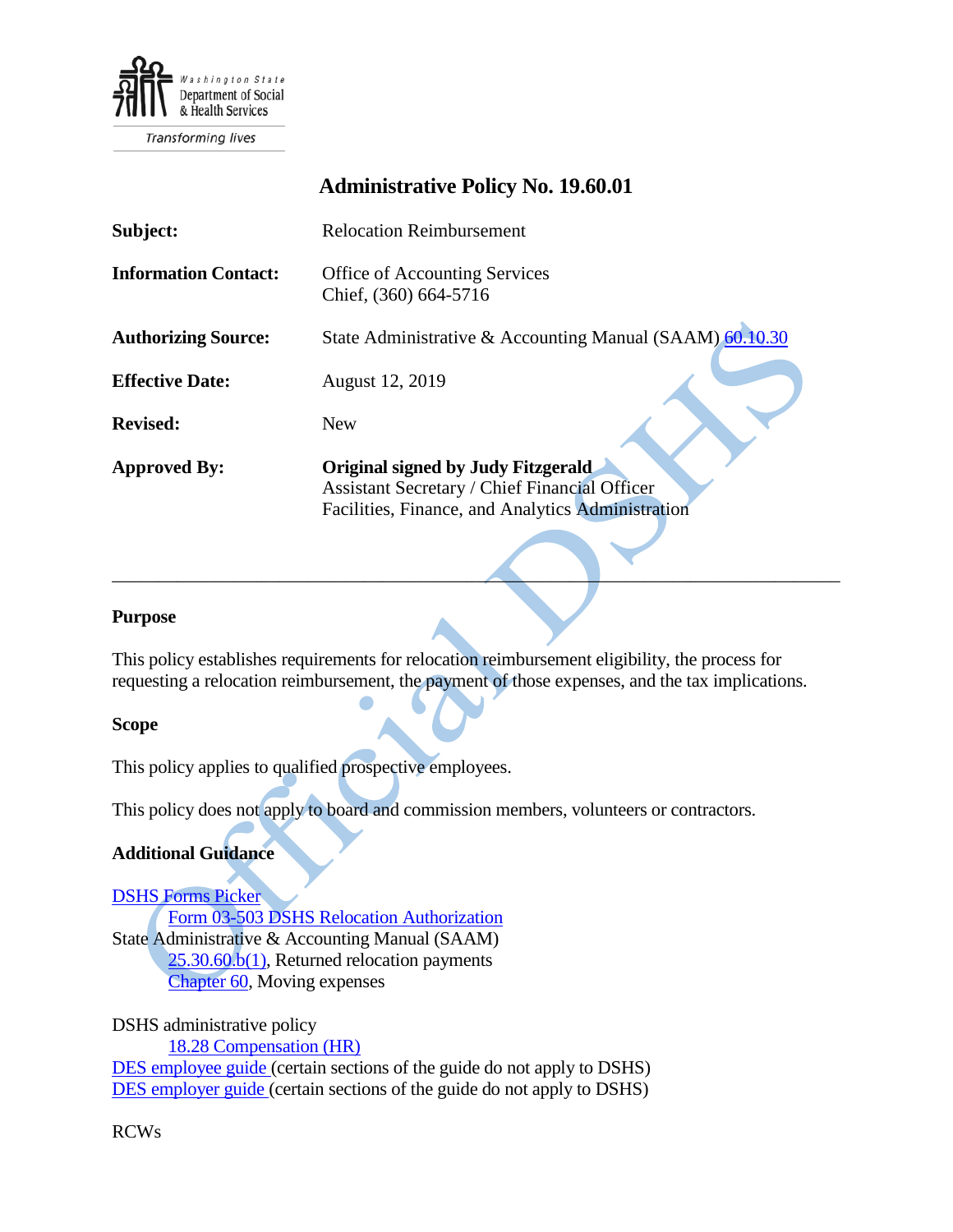Washington State Department of Social & Health Services

Transforming lives

# Administrative Policy No. 19.60.01

| | |
|---|---|
| **Subject:** | Relocation Reimbursement |
| **Information Contact:** | Office of Accounting Services<br>Chief, (360) 664-5716 |
| **Authorizing Source:** | State Administrative & Accounting Manual (SAAM) 60.10.30 |
| **Effective Date:** | August 12, 2019 |
| **Revised:** | New |
| **Approved By:** | **Original signed by Judy Fitzgerald**<br>Assistant Secretary / Chief Financial Officer<br>Facilities, Finance, and Analytics Administration |

---

## Purpose

This policy establishes requirements for relocation reimbursement eligibility, the process for requesting a relocation reimbursement, the payment of those expenses, and the tax implications.

## Scope

This policy applies to qualified prospective employees.

This policy does not apply to board and commission members, volunteers or contractors.

## Additional Guidance

DSHS Forms Picker
- Form 03-503 DSHS Relocation Authorization

State Administrative & Accounting Manual (SAAM)
- 25.30.60.b(1), Returned relocation payments
- Chapter 60, Moving expenses

DSHS administrative policy
- 18.28 Compensation (HR)

DES employee guide (certain sections of the guide do not apply to DSHS)
DES employer guide (certain sections of the guide do not apply to DSHS)

RCWs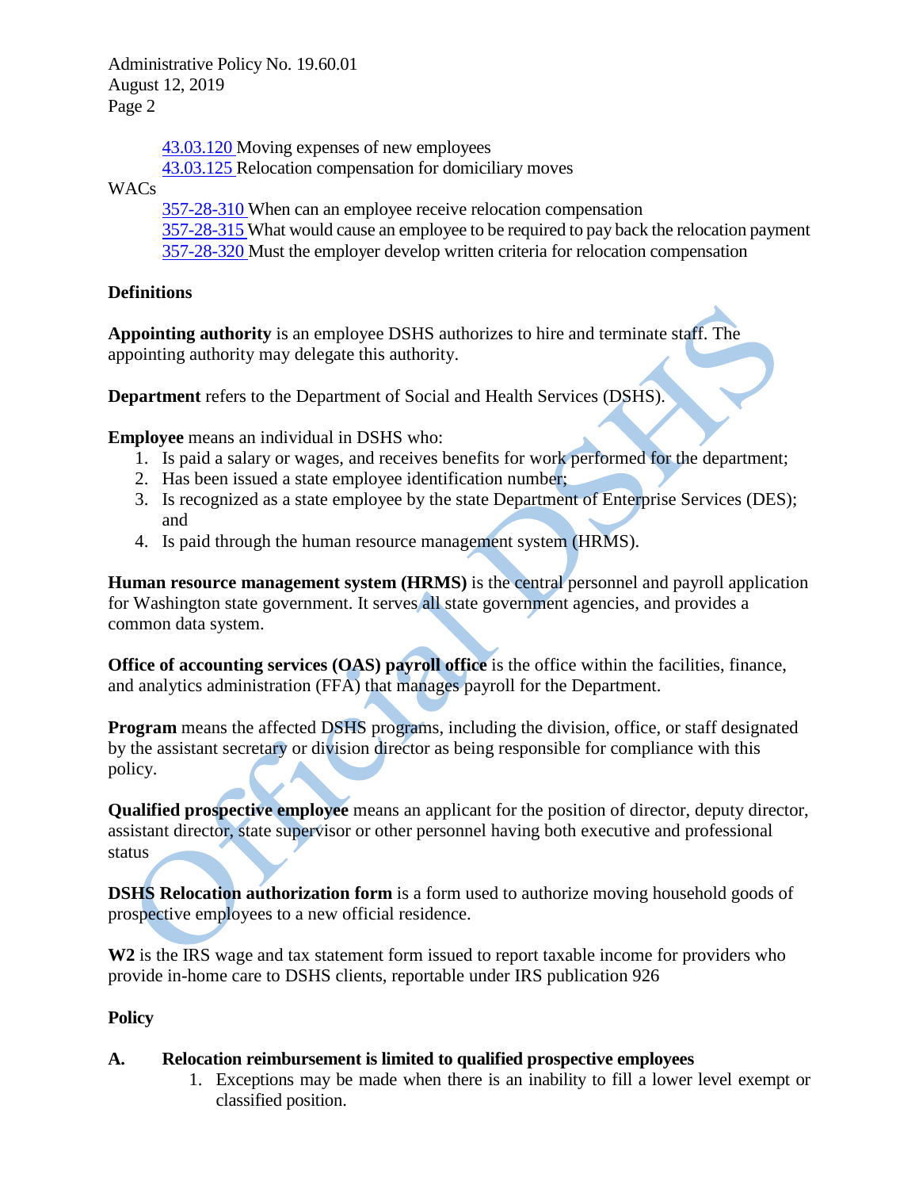[43.03.120](#) Moving expenses of new employees
[43.03.125](#) Relocation compensation for domiciliary moves

WACs

[357-28-310](#) When can an employee receive relocation compensation
[357-28-315](#) What would cause an employee to be required to pay back the relocation payment
[357-28-320](#) Must the employer develop written criteria for relocation compensation

## Definitions

**Appointing authority** is an employee DSHS authorizes to hire and terminate staff. The appointing authority may delegate this authority.

**Department** refers to the Department of Social and Health Services (DSHS).

**Employee** means an individual in DSHS who:

1. Is paid a salary or wages, and receives benefits for work performed for the department;
2. Has been issued a state employee identification number;
3. Is recognized as a state employee by the state Department of Enterprise Services (DES); and
4. Is paid through the human resource management system (HRMS).

**Human resource management system (HRMS)** is the central personnel and payroll application for Washington state government. It serves all state government agencies, and provides a common data system.

**Office of accounting services (OAS) payroll office** is the office within the facilities, finance, and analytics administration (FFA) that manages payroll for the Department.

**Program** means the affected DSHS programs, including the division, office, or staff designated by the assistant secretary or division director as being responsible for compliance with this policy.

**Qualified prospective employee** means an applicant for the position of director, deputy director, assistant director, state supervisor or other personnel having both executive and professional status

**DSHS Relocation authorization form** is a form used to authorize moving household goods of prospective employees to a new official residence.

**W2** is the IRS wage and tax statement form issued to report taxable income for providers who provide in-home care to DSHS clients, reportable under IRS publication 926

## Policy

**A. Relocation reimbursement is limited to qualified prospective employees**

1. Exceptions may be made when there is an inability to fill a lower level exempt or classified position.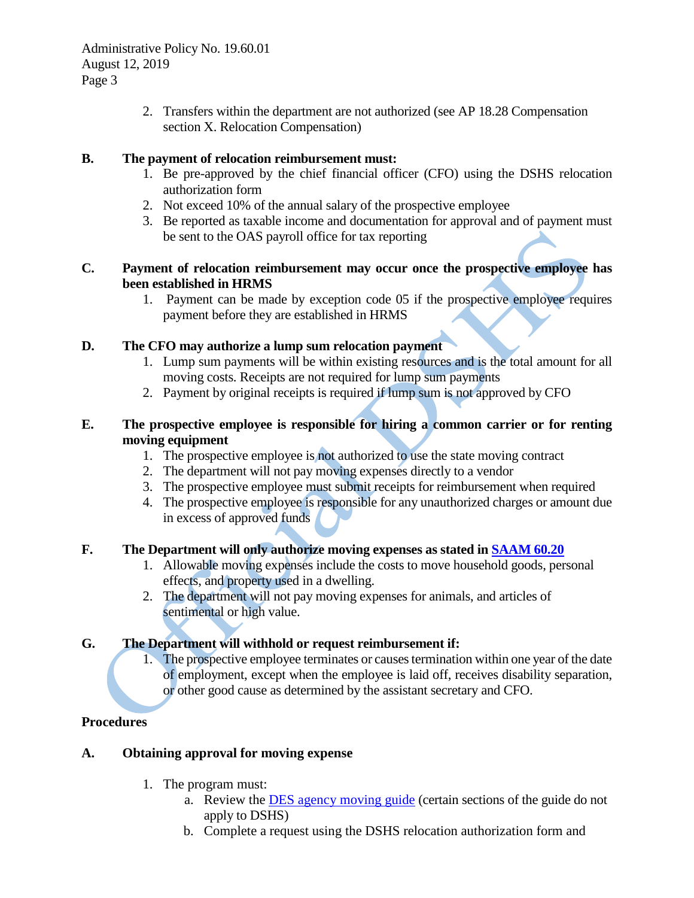2. Transfers within the department are not authorized (see AP 18.28 Compensation section X. Relocation Compensation)

**B. The payment of relocation reimbursement must:**

1. Be pre-approved by the chief financial officer (CFO) using the DSHS relocation authorization form
2. Not exceed 10% of the annual salary of the prospective employee
3. Be reported as taxable income and documentation for approval and of payment must be sent to the OAS payroll office for tax reporting

**C. Payment of relocation reimbursement may occur once the prospective employee has been established in HRMS**

1. Payment can be made by exception code 05 if the prospective employee requires payment before they are established in HRMS

**D. The CFO may authorize a lump sum relocation payment**

1. Lump sum payments will be within existing resources and is the total amount for all moving costs. Receipts are not required for lump sum payments
2. Payment by original receipts is required if lump sum is not approved by CFO

**E. The prospective employee is responsible for hiring a common carrier or for renting moving equipment**

1. The prospective employee is not authorized to use the state moving contract
2. The department will not pay moving expenses directly to a vendor
3. The prospective employee must submit receipts for reimbursement when required
4. The prospective employee is responsible for any unauthorized charges or amount due in excess of approved funds

**F. The Department will only authorize moving expenses as stated in [SAAM 60.20]()**

1. Allowable moving expenses include the costs to move household goods, personal effects, and property used in a dwelling.
2. The department will not pay moving expenses for animals, and articles of sentimental or high value.

**G. The Department will withhold or request reimbursement if:**

1. The prospective employee terminates or causes termination within one year of the date of employment, except when the employee is laid off, receives disability separation, or other good cause as determined by the assistant secretary and CFO.

## Procedures

**A. Obtaining approval for moving expense**

1. The program must:
    a. Review the [DES agency moving guide]() (certain sections of the guide do not apply to DSHS)
    b. Complete a request using the DSHS relocation authorization form and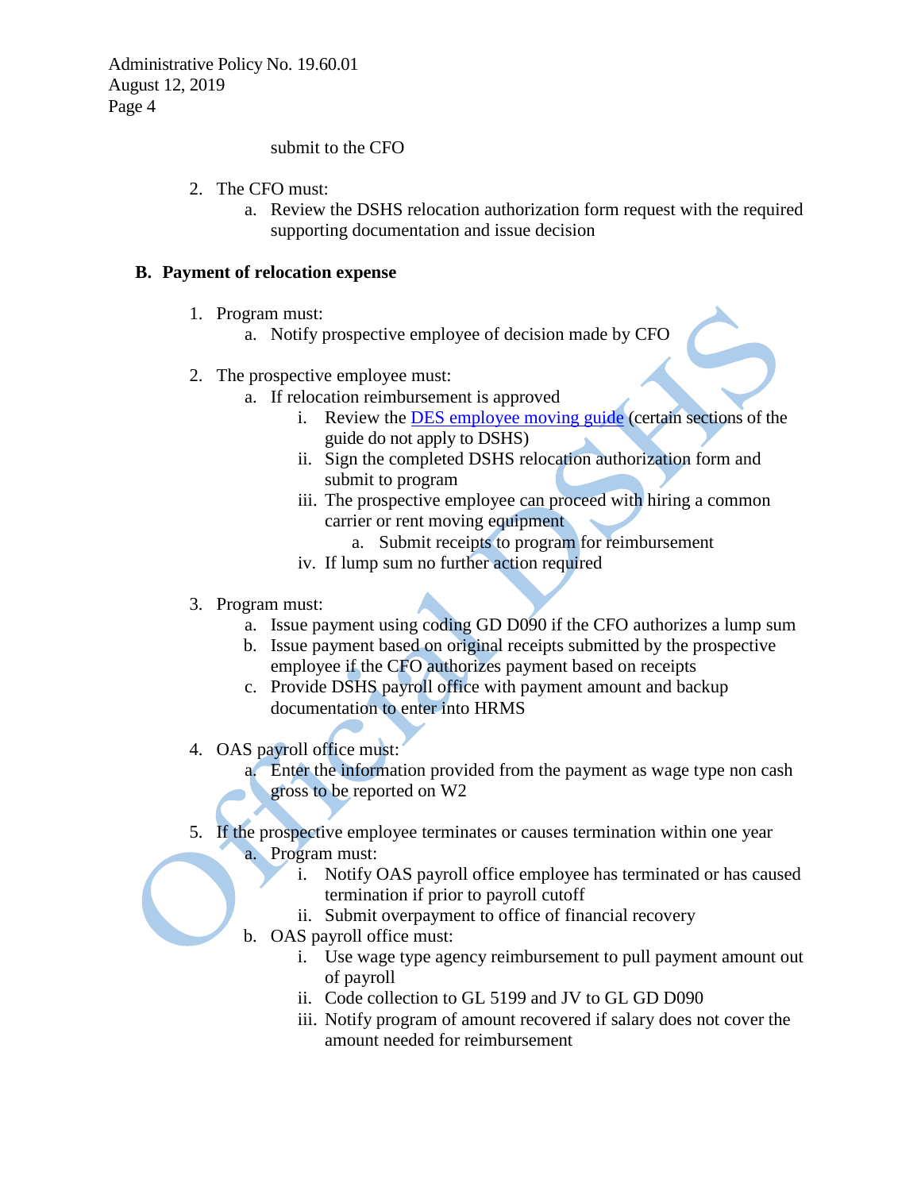submit to the CFO

2. The CFO must:
    a. Review the DSHS relocation authorization form request with the required supporting documentation and issue decision

## B. Payment of relocation expense

1. Program must:
    a. Notify prospective employee of decision made by CFO

2. The prospective employee must:
    a. If relocation reimbursement is approved
        i. Review the [DES employee moving guide](DES employee moving guide) (certain sections of the guide do not apply to DSHS)
        ii. Sign the completed DSHS relocation authorization form and submit to program
        iii. The prospective employee can proceed with hiring a common carrier or rent moving equipment
            a. Submit receipts to program for reimbursement
        iv. If lump sum no further action required

3. Program must:
    a. Issue payment using coding GD D090 if the CFO authorizes a lump sum
    b. Issue payment based on original receipts submitted by the prospective employee if the CFO authorizes payment based on receipts
    c. Provide DSHS payroll office with payment amount and backup documentation to enter into HRMS

4. OAS payroll office must:
    a. Enter the information provided from the payment as wage type non cash gross to be reported on W2

5. If the prospective employee terminates or causes termination within one year
    a. Program must:
        i. Notify OAS payroll office employee has terminated or has caused termination if prior to payroll cutoff
        ii. Submit overpayment to office of financial recovery
    b. OAS payroll office must:
        i. Use wage type agency reimbursement to pull payment amount out of payroll
        ii. Code collection to GL 5199 and JV to GL GD D090
        iii. Notify program of amount recovered if salary does not cover the amount needed for reimbursement